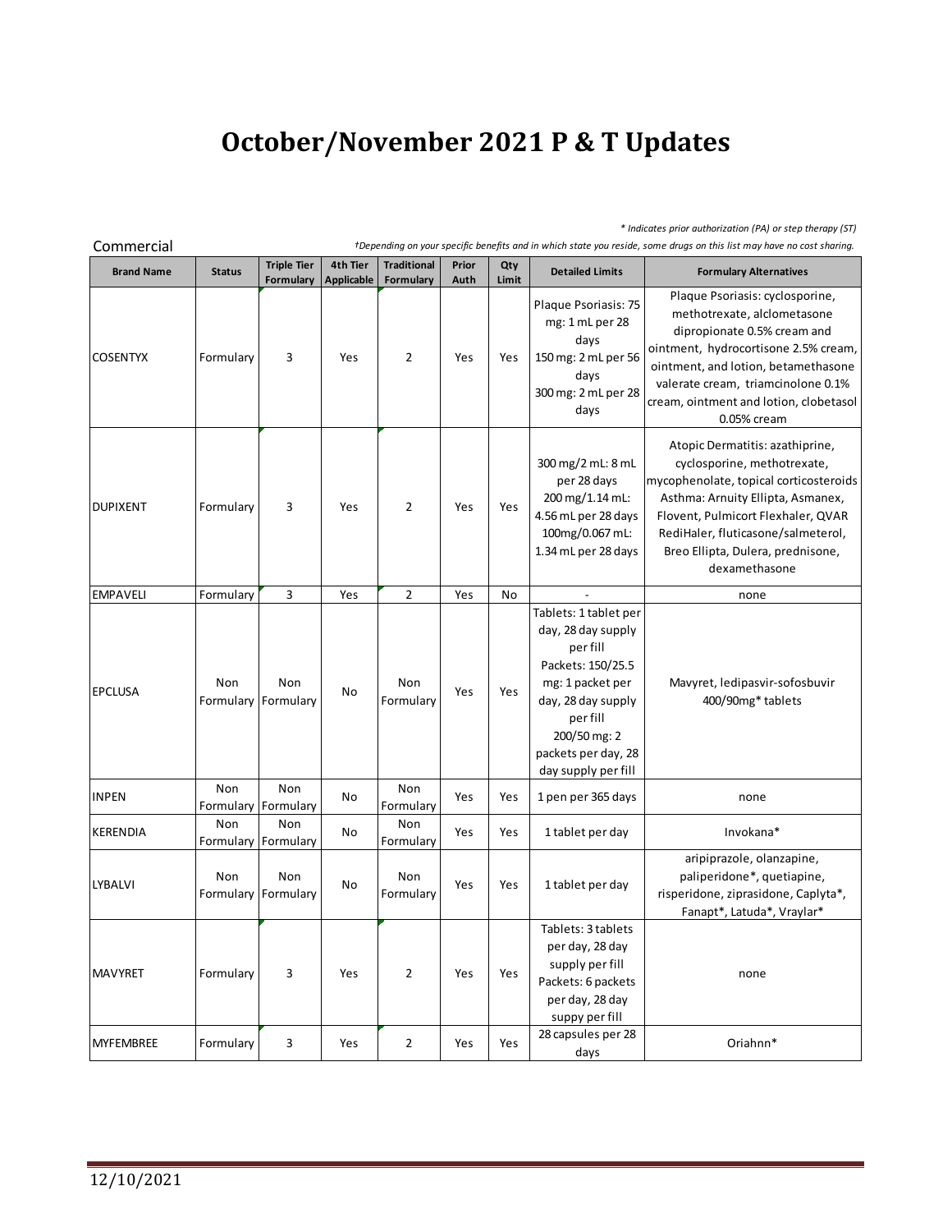# October/November 2021 P & T Updates

*\* Indicates prior authorization (PA) or step therapy (ST)*

Commercial

*†Depending on your specific benefits and in which state you reside, some drugs on this list may have no cost sharing.*

| Brand Name | Status | Triple Tier Formulary | 4th Tier Applicable | Traditional Formulary | Prior Auth | Qty Limit | Detailed Limits | Formulary Alternatives |
|---|---|---|---|---|---|---|---|---|
| COSENTYX | Formulary | 3 | Yes | 2 | Yes | Yes | Plaque Psoriasis: 75 mg: 1 mL per 28 days<br>150 mg: 2 mL per 56 days<br>300 mg: 2 mL per 28 days | Plaque Psoriasis: cyclosporine, methotrexate, alclometasone dipropionate 0.5% cream and ointment, hydrocortisone 2.5% cream, ointment, and lotion, betamethasone valerate cream, triamcinolone 0.1% cream, ointment and lotion, clobetasol 0.05% cream |
| DUPIXENT | Formulary | 3 | Yes | 2 | Yes | Yes | 300 mg/2 mL: 8 mL per 28 days<br>200 mg/1.14 mL: 4.56 mL per 28 days<br>100mg/0.067 mL: 1.34 mL per 28 days | Atopic Dermatitis: azathiprine, cyclosporine, methotrexate, mycophenolate, topical corticosteroids<br>Asthma: Arnuity Ellipta, Asmanex, Flovent, Pulmicort Flexhaler, QVAR RediHaler, fluticasone/salmeterol, Breo Ellipta, Dulera, prednisone, dexamethasone |
| EMPAVELI | Formulary | 3 | Yes | 2 | Yes | No | - | none |
| EPCLUSA | Non Formulary | Non Formulary | No | Non Formulary | Yes | Yes | Tablets: 1 tablet per day, 28 day supply per fill<br>Packets: 150/25.5 mg: 1 packet per day, 28 day supply per fill<br>200/50 mg: 2 packets per day, 28 day supply per fill | Mavyret, ledipasvir-sofosbuvir 400/90mg* tablets |
| INPEN | Non Formulary | Non Formulary | No | Non Formulary | Yes | Yes | 1 pen per 365 days | none |
| KERENDIA | Non Formulary | Non Formulary | No | Non Formulary | Yes | Yes | 1 tablet per day | Invokana* |
| LYBALVI | Non Formulary | Non Formulary | No | Non Formulary | Yes | Yes | 1 tablet per day | aripiprazole, olanzapine, paliperidone*, quetiapine, risperidone, ziprasidone, Caplyta*, Fanapt*, Latuda*, Vraylar* |
| MAVYRET | Formulary | 3 | Yes | 2 | Yes | Yes | Tablets: 3 tablets per day, 28 day supply per fill<br>Packets: 6 packets per day, 28 day suppy per fill | none |
| MYFEMBREE | Formulary | 3 | Yes | 2 | Yes | Yes | 28 capsules per 28 days | Oriahnn* |

12/10/2021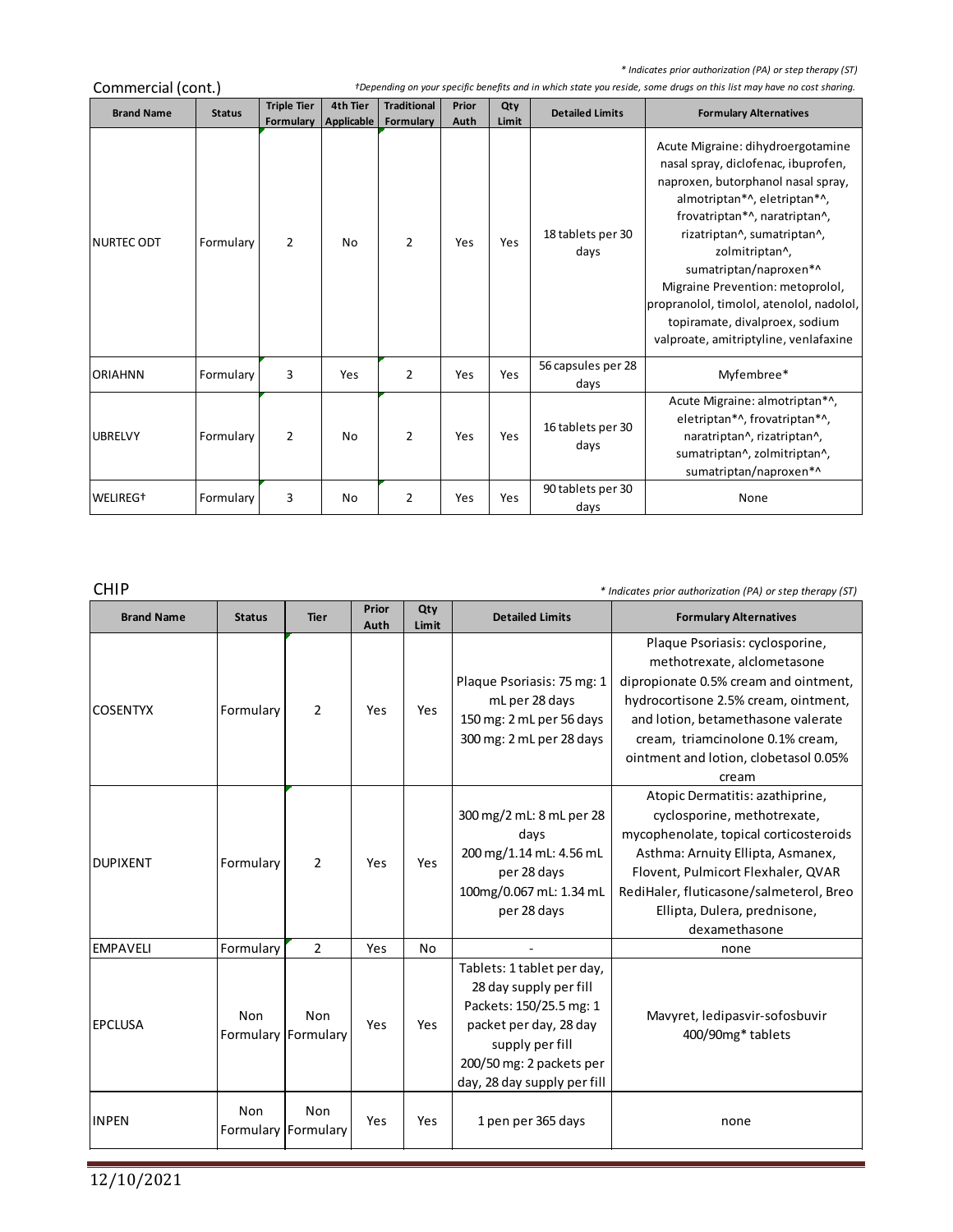*\* Indicates prior authorization (PA) or step therapy (ST)*

## Commercial (cont.)

*†Depending on your specific benefits and in which state you reside, some drugs on this list may have no cost sharing.*

| Brand Name | Status | Triple Tier Formulary | 4th Tier Applicable | Traditional Formulary | Prior Auth | Qty Limit | Detailed Limits | Formulary Alternatives |
|---|---|---|---|---|---|---|---|---|
| NURTEC ODT | Formulary | 2 | No | 2 | Yes | Yes | 18 tablets per 30 days | Acute Migraine: dihydroergotamine nasal spray, diclofenac, ibuprofen, naproxen, butorphanol nasal spray, almotriptan*^, eletriptan*^, frovatriptan*^, naratriptan^, rizatriptan^, sumatriptan^, zolmitriptan^, sumatriptan/naproxen*^ Migraine Prevention: metoprolol, propranolol, timolol, atenolol, nadolol, topiramate, divalproex, sodium valproate, amitriptyline, venlafaxine |
| ORIAHNN | Formulary | 3 | Yes | 2 | Yes | Yes | 56 capsules per 28 days | Myfembree* |
| UBRELVY | Formulary | 2 | No | 2 | Yes | Yes | 16 tablets per 30 days | Acute Migraine: almotriptan*^, eletriptan*^, frovatriptan*^, naratriptan^, rizatriptan^, sumatriptan^, zolmitriptan^, sumatriptan/naproxen*^ |
| WELIREG† | Formulary | 3 | No | 2 | Yes | Yes | 90 tablets per 30 days | None |

## CHIP

*\* Indicates prior authorization (PA) or step therapy (ST)*

| Brand Name | Status | Tier | Prior Auth | Qty Limit | Detailed Limits | Formulary Alternatives |
|---|---|---|---|---|---|---|
| COSENTYX | Formulary | 2 | Yes | Yes | Plaque Psoriasis: 75 mg: 1 mL per 28 days 150 mg: 2 mL per 56 days 300 mg: 2 mL per 28 days | Plaque Psoriasis: cyclosporine, methotrexate, alclometasone dipropionate 0.5% cream and ointment, hydrocortisone 2.5% cream, ointment, and lotion, betamethasone valerate cream, triamcinolone 0.1% cream, ointment and lotion, clobetasol 0.05% cream |
| DUPIXENT | Formulary | 2 | Yes | Yes | 300 mg/2 mL: 8 mL per 28 days 200 mg/1.14 mL: 4.56 mL per 28 days 100mg/0.067 mL: 1.34 mL per 28 days | Atopic Dermatitis: azathiprine, cyclosporine, methotrexate, mycophenolate, topical corticosteroids Asthma: Arnuity Ellipta, Asmanex, Flovent, Pulmicort Flexhaler, QVAR RediHaler, fluticasone/salmeterol, Breo Ellipta, Dulera, prednisone, dexamethasone |
| EMPAVELI | Formulary | 2 | Yes | No | - | none |
| EPCLUSA | Non Formulary | Non Formulary | Yes | Yes | Tablets: 1 tablet per day, 28 day supply per fill Packets: 150/25.5 mg: 1 packet per day, 28 day supply per fill 200/50 mg: 2 packets per day, 28 day supply per fill | Mavyret, ledipasvir-sofosbuvir 400/90mg* tablets |
| INPEN | Non Formulary | Non Formulary | Yes | Yes | 1 pen per 365 days | none |

12/10/2021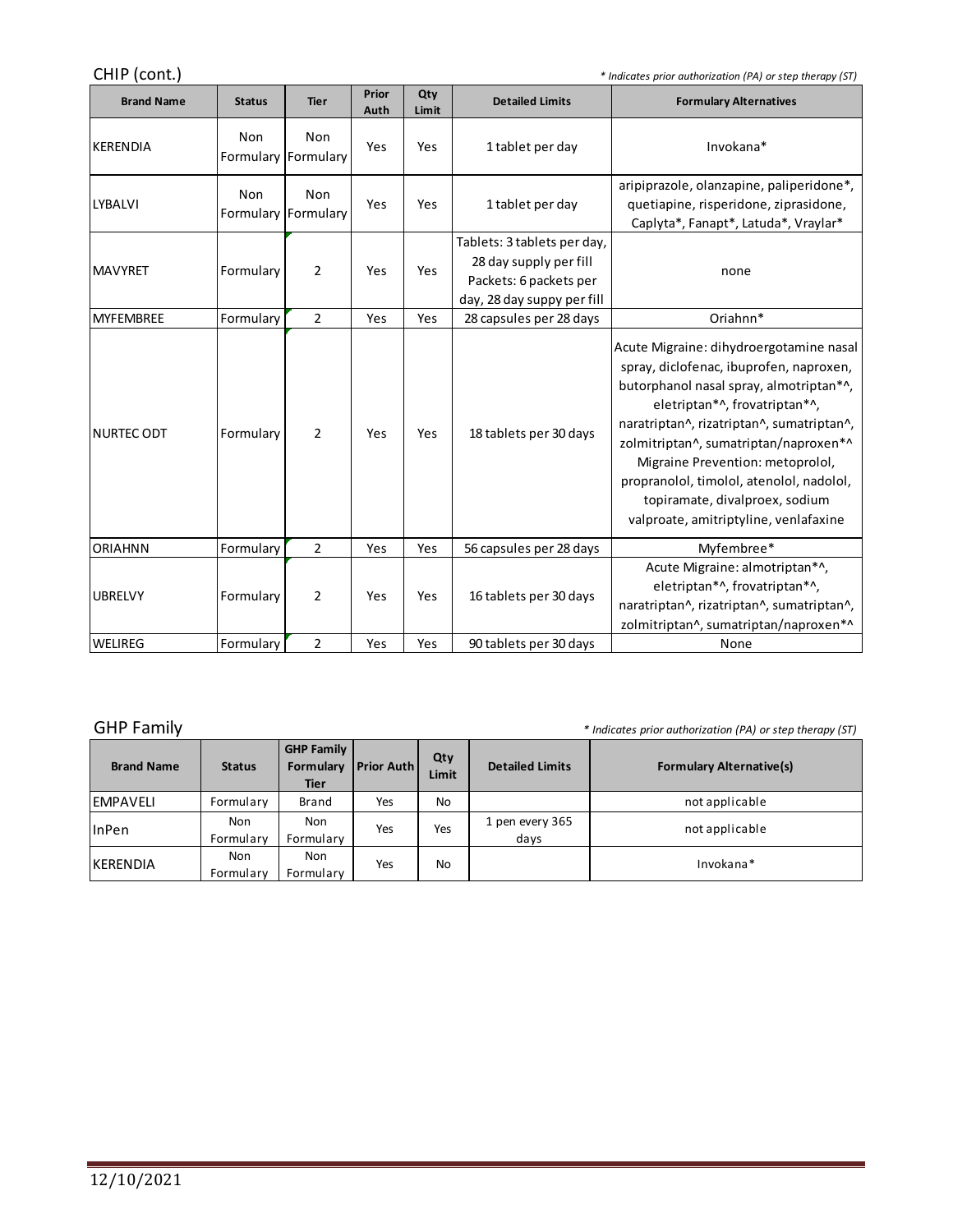## CHIP (cont.)

*\* Indicates prior authorization (PA) or step therapy (ST)*

| Brand Name | Status | Tier | Prior Auth | Qty Limit | Detailed Limits | Formulary Alternatives |
|---|---|---|---|---|---|---|
| KERENDIA | Non Formulary | Non Formulary | Yes | Yes | 1 tablet per day | Invokana* |
| LYBALVI | Non Formulary | Non Formulary | Yes | Yes | 1 tablet per day | aripiprazole, olanzapine, paliperidone*, quetiapine, risperidone, ziprasidone, Caplyta*, Fanapt*, Latuda*, Vraylar* |
| MAVYRET | Formulary | 2 | Yes | Yes | Tablets: 3 tablets per day, 28 day supply per fill Packets: 6 packets per day, 28 day suppy per fill | none |
| MYFEMBREE | Formulary | 2 | Yes | Yes | 28 capsules per 28 days | Oriahnn* |
| NURTEC ODT | Formulary | 2 | Yes | Yes | 18 tablets per 30 days | Acute Migraine: dihydroergotamine nasal spray, diclofenac, ibuprofen, naproxen, butorphanol nasal spray, almotriptan*^, eletriptan*^, frovatriptan*^, naratriptan^, rizatriptan^, sumatriptan^, zolmitriptan^, sumatriptan/naproxen*^ Migraine Prevention: metoprolol, propranolol, timolol, atenolol, nadolol, topiramate, divalproex, sodium valproate, amitriptyline, venlafaxine |
| ORIAHNN | Formulary | 2 | Yes | Yes | 56 capsules per 28 days | Myfembree* |
| UBRELVY | Formulary | 2 | Yes | Yes | 16 tablets per 30 days | Acute Migraine: almotriptan*^, eletriptan*^, frovatriptan*^, naratriptan^, rizatriptan^, sumatriptan^, zolmitriptan^, sumatriptan/naproxen*^ |
| WELIREG | Formulary | 2 | Yes | Yes | 90 tablets per 30 days | None |

## GHP Family

*\* Indicates prior authorization (PA) or step therapy (ST)*

| Brand Name | Status | GHP Family Formulary Tier | Prior Auth | Qty Limit | Detailed Limits | Formulary Alternative(s) |
|---|---|---|---|---|---|---|
| EMPAVELI | Formulary | Brand | Yes | No | | not applicable |
| InPen | Non Formulary | Non Formulary | Yes | Yes | 1 pen every 365 days | not applicable |
| KERENDIA | Non Formulary | Non Formulary | Yes | No | | Invokana* |

12/10/2021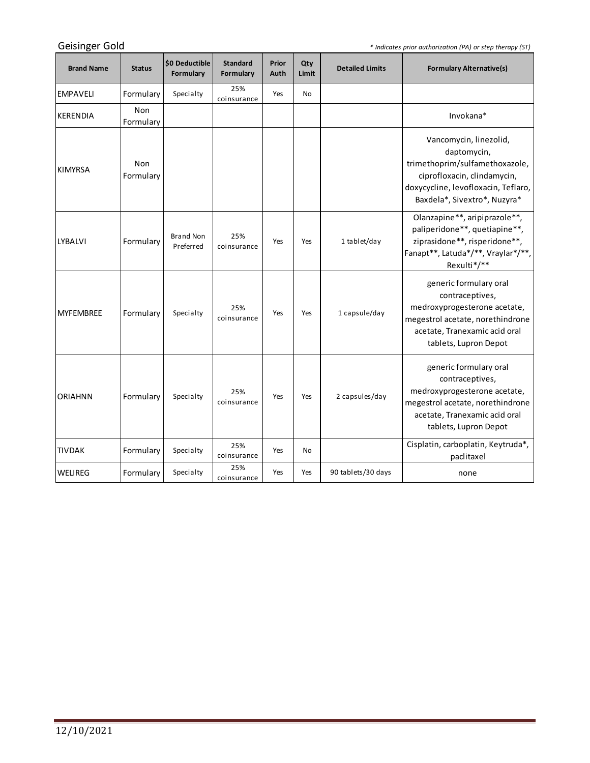Geisinger Gold

*\* Indicates prior authorization (PA) or step therapy (ST)*

| Brand Name | Status | $0 Deductible Formulary | Standard Formulary | Prior Auth | Qty Limit | Detailed Limits | Formulary Alternative(s) |
|---|---|---|---|---|---|---|---|
| EMPAVELI | Formulary | Specialty | 25% coinsurance | Yes | No | | |
| KERENDIA | Non Formulary | | | | | | Invokana* |
| KIMYRSA | Non Formulary | | | | | | Vancomycin, linezolid, daptomycin, trimethoprim/sulfamethoxazole, ciprofloxacin, clindamycin, doxycycline, levofloxacin, Teflaro, Baxdela*, Sivextro*, Nuzyra* |
| LYBALVI | Formulary | Brand Non Preferred | 25% coinsurance | Yes | Yes | 1 tablet/day | Olanzapine**, aripiprazole**, paliperidone**, quetiapine**, ziprasidone**, risperidone**, Fanapt**, Latuda*/**, Vraylar*/**, Rexulti*/** |
| MYFEMBREE | Formulary | Specialty | 25% coinsurance | Yes | Yes | 1 capsule/day | generic formulary oral contraceptives, medroxyprogesterone acetate, megestrol acetate, norethindrone acetate, Tranexamic acid oral tablets, Lupron Depot |
| ORIAHNN | Formulary | Specialty | 25% coinsurance | Yes | Yes | 2 capsules/day | generic formulary oral contraceptives, medroxyprogesterone acetate, megestrol acetate, norethindrone acetate, Tranexamic acid oral tablets, Lupron Depot |
| TIVDAK | Formulary | Specialty | 25% coinsurance | Yes | No | | Cisplatin, carboplatin, Keytruda*, paclitaxel |
| WELIREG | Formulary | Specialty | 25% coinsurance | Yes | Yes | 90 tablets/30 days | none |

12/10/2021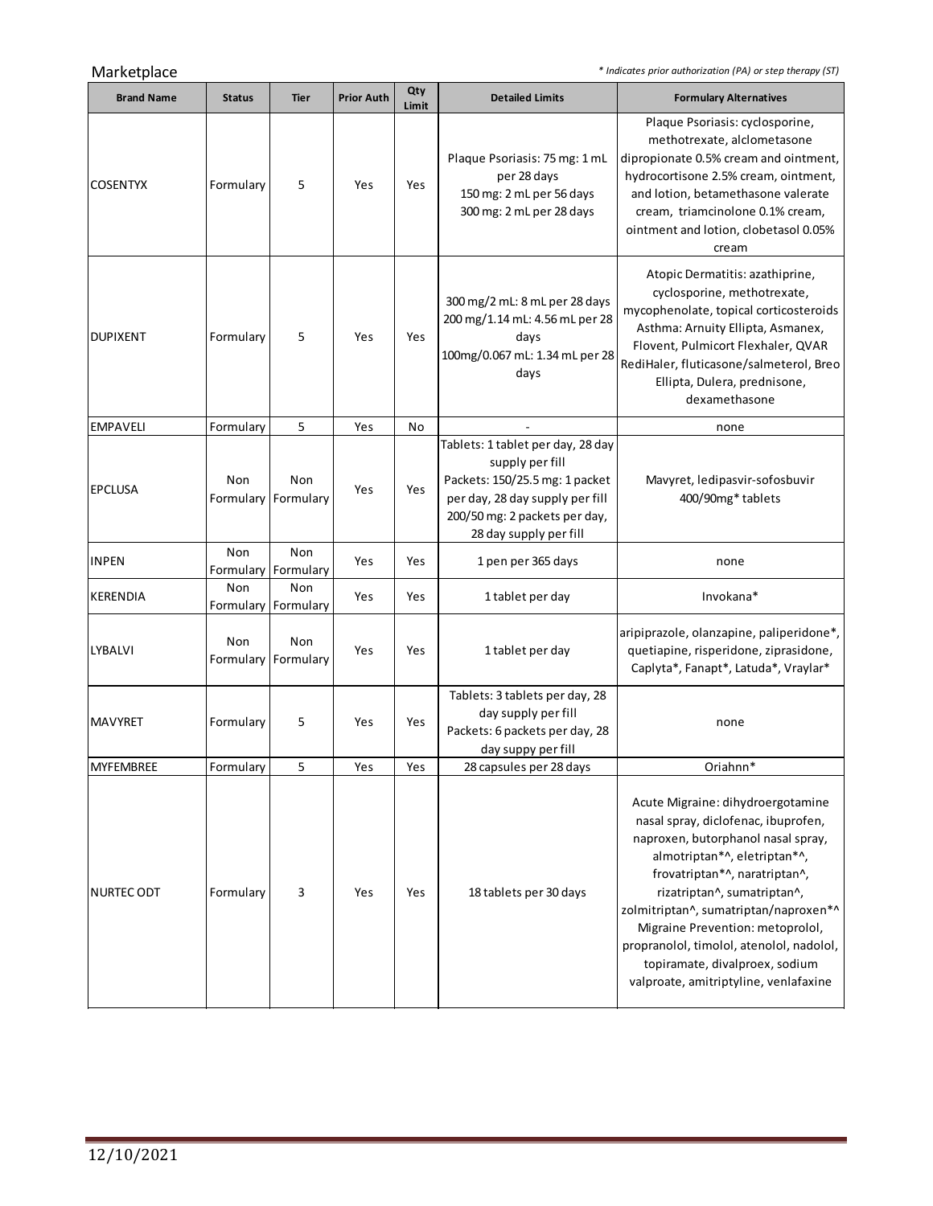Marketplace

*\* Indicates prior authorization (PA) or step therapy (ST)*

| Brand Name | Status | Tier | Prior Auth | Qty Limit | Detailed Limits | Formulary Alternatives |
|---|---|---|---|---|---|---|
| COSENTYX | Formulary | 5 | Yes | Yes | Plaque Psoriasis: 75 mg: 1 mL per 28 days<br>150 mg: 2 mL per 56 days<br>300 mg: 2 mL per 28 days | Plaque Psoriasis: cyclosporine, methotrexate, alclometasone dipropionate 0.5% cream and ointment, hydrocortisone 2.5% cream, ointment, and lotion, betamethasone valerate cream, triamcinolone 0.1% cream, ointment and lotion, clobetasol 0.05% cream |
| DUPIXENT | Formulary | 5 | Yes | Yes | 300 mg/2 mL: 8 mL per 28 days<br>200 mg/1.14 mL: 4.56 mL per 28 days<br>100mg/0.067 mL: 1.34 mL per 28 days | Atopic Dermatitis: azathiprine, cyclosporine, methotrexate, mycophenolate, topical corticosteroids<br>Asthma: Arnuity Ellipta, Asmanex, Flovent, Pulmicort Flexhaler, QVAR RediHaler, fluticasone/salmeterol, Breo Ellipta, Dulera, prednisone, dexamethasone |
| EMPAVELI | Formulary | 5 | Yes | No | - | none |
| EPCLUSA | Non Formulary | Non Formulary | Yes | Yes | Tablets: 1 tablet per day, 28 day supply per fill<br>Packets: 150/25.5 mg: 1 packet per day, 28 day supply per fill<br>200/50 mg: 2 packets per day, 28 day supply per fill | Mavyret, ledipasvir-sofosbuvir 400/90mg* tablets |
| INPEN | Non Formulary | Non Formulary | Yes | Yes | 1 pen per 365 days | none |
| KERENDIA | Non Formulary | Non Formulary | Yes | Yes | 1 tablet per day | Invokana* |
| LYBALVI | Non Formulary | Non Formulary | Yes | Yes | 1 tablet per day | aripiprazole, olanzapine, paliperidone*, quetiapine, risperidone, ziprasidone, Caplyta*, Fanapt*, Latuda*, Vraylar* |
| MAVYRET | Formulary | 5 | Yes | Yes | Tablets: 3 tablets per day, 28 day supply per fill<br>Packets: 6 packets per day, 28 day suppy per fill | none |
| MYFEMBREE | Formulary | 5 | Yes | Yes | 28 capsules per 28 days | Oriahnn* |
| NURTEC ODT | Formulary | 3 | Yes | Yes | 18 tablets per 30 days | Acute Migraine: dihydroergotamine nasal spray, diclofenac, ibuprofen, naproxen, butorphanol nasal spray, almotriptan*^, eletriptan*^, frovatriptan*^, naratriptan^, rizatriptan^, sumatriptan^, zolmitriptan^, sumatriptan/naproxen*^<br>Migraine Prevention: metoprolol, propranolol, timolol, atenolol, nadolol, topiramate, divalproex, sodium valproate, amitriptyline, venlafaxine |

12/10/2021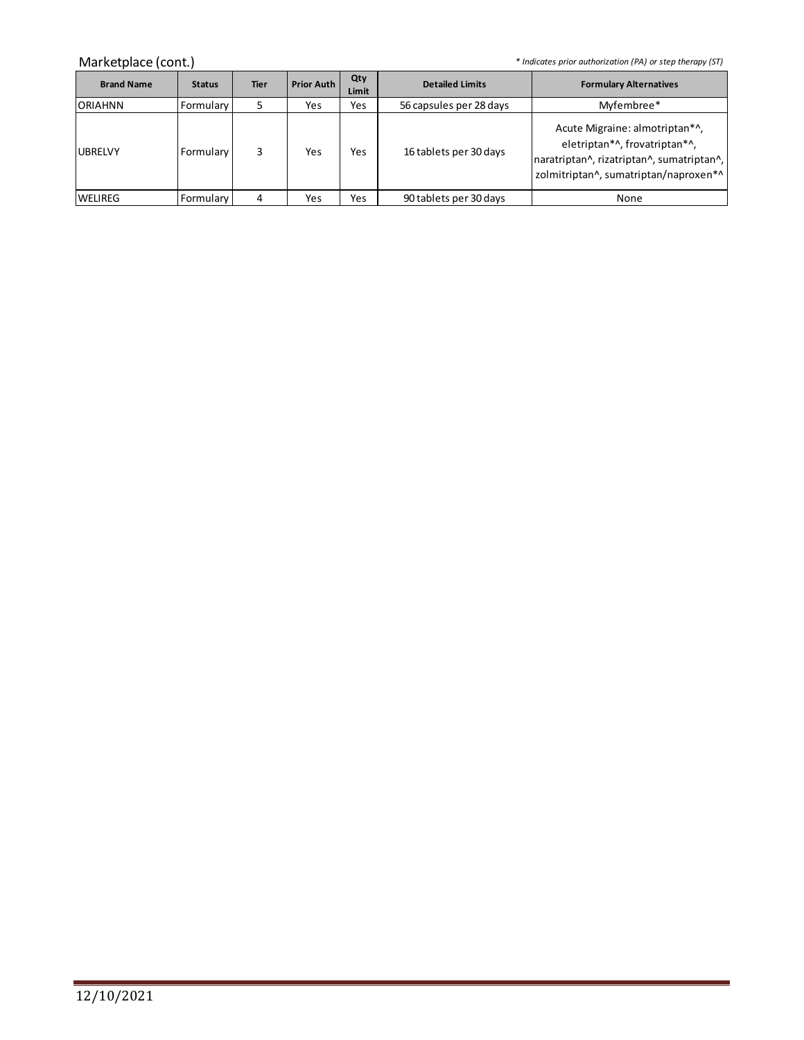Marketplace (cont.)

*\* Indicates prior authorization (PA) or step therapy (ST)*

| Brand Name | Status | Tier | Prior Auth | Qty Limit | Detailed Limits | Formulary Alternatives |
|---|---|---|---|---|---|---|
| ORIAHNN | Formulary | 5 | Yes | Yes | 56 capsules per 28 days | Myfembree* |
| UBRELVY | Formulary | 3 | Yes | Yes | 16 tablets per 30 days | Acute Migraine: almotriptan*^, eletriptan*^, frovatriptan*^, naratriptan^, rizatriptan^, sumatriptan^, zolmitriptan^, sumatriptan/naproxen*^ |
| WELIREG | Formulary | 4 | Yes | Yes | 90 tablets per 30 days | None |

12/10/2021